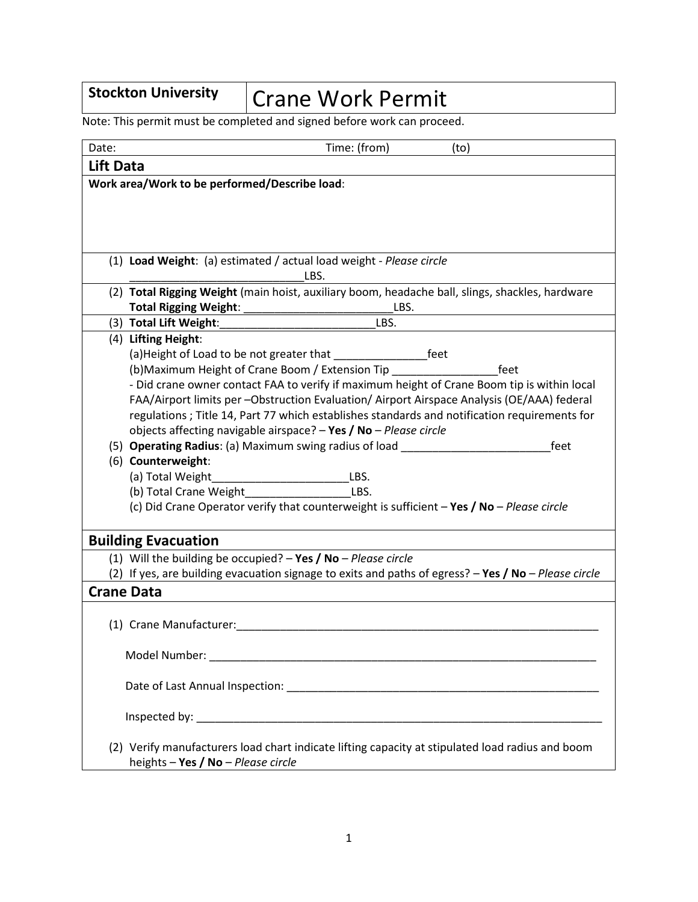| Stockton University | Crane Work Permit |
|---|---|

Note: This permit must be completed and signed before work can proceed.

Date: Time: (from) (to)

## Lift Data

**Work area/Work to be performed/Describe load**:

(1) **Load Weight**: (a) estimated / actual load weight - *Please circle*
_____________________________LBS.

(2) **Total Rigging Weight** (main hoist, auxiliary boom, headache ball, slings, shackles, hardware
**Total Rigging Weight**: _________________________LBS.

(3) **Total Lift Weight**:__________________________LBS.

(4) **Lifting Height**:
(a)Height of Load to be not greater that _______________feet
(b)Maximum Height of Crane Boom / Extension Tip _________________feet
- Did crane owner contact FAA to verify if maximum height of Crane Boom tip is within local FAA/Airport limits per –Obstruction Evaluation/ Airport Airspace Analysis (OE/AAA) federal regulations ; Title 14, Part 77 which establishes standards and notification requirements for objects affecting navigable airspace? – **Yes / No** – *Please circle*

(5) **Operating Radius**: (a) Maximum swing radius of load _________________________feet

(6) **Counterweight**:
(a) Total Weight______________________LBS.
(b) Total Crane Weight_________________LBS.
(c) Did Crane Operator verify that counterweight is sufficient – **Yes / No** – *Please circle*

## Building Evacuation

(1) Will the building be occupied? – **Yes / No** – *Please circle*
(2) If yes, are building evacuation signage to exits and paths of egress? – **Yes / No** – *Please circle*

## Crane Data

(1) Crane Manufacturer:_______________________________________________________________

Model Number: _________________________________________________________________

Date of Last Annual Inspection: ______________________________________________________

Inspected by: _____________________________________________________________________

(2) Verify manufacturers load chart indicate lifting capacity at stipulated load radius and boom heights – **Yes / No** – *Please circle*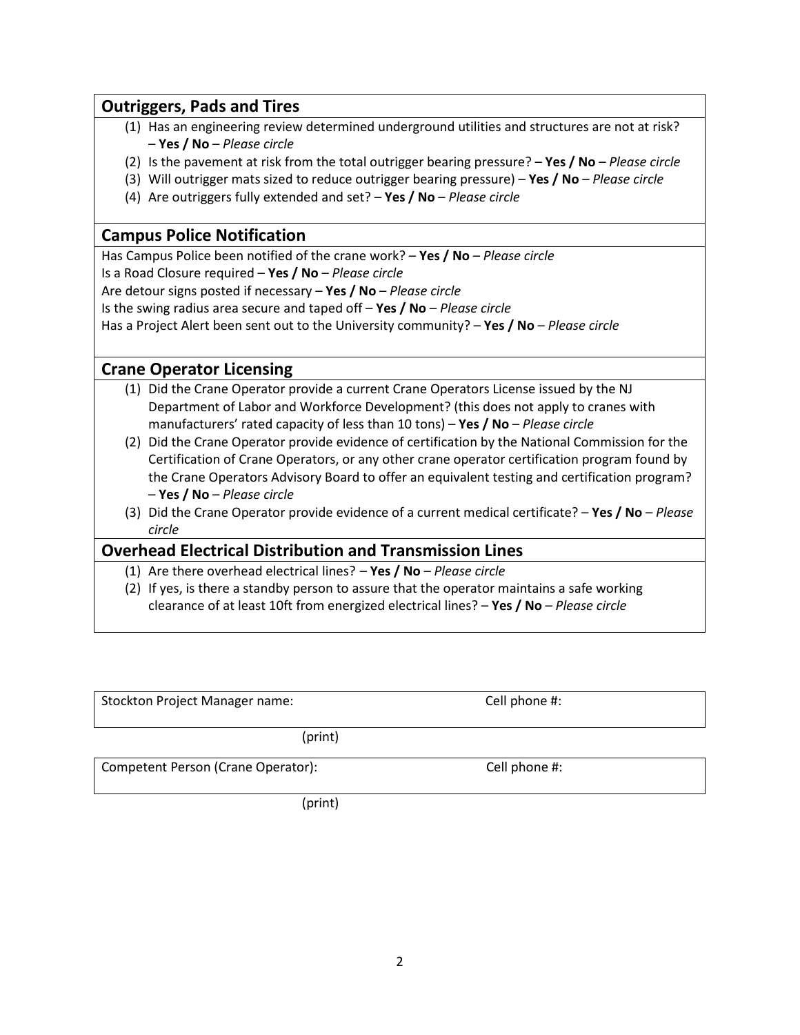## Outriggers, Pads and Tires

1. Has an engineering review determined underground utilities and structures are not at risk? – **Yes / No** – *Please circle*
2. Is the pavement at risk from the total outrigger bearing pressure? – **Yes / No** – *Please circle*
3. Will outrigger mats sized to reduce outrigger bearing pressure) – **Yes / No** – *Please circle*
4. Are outriggers fully extended and set? – **Yes / No** – *Please circle*

## Campus Police Notification

Has Campus Police been notified of the crane work? – **Yes / No** – *Please circle*
Is a Road Closure required – **Yes / No** – *Please circle*
Are detour signs posted if necessary – **Yes / No** – *Please circle*
Is the swing radius area secure and taped off – **Yes / No** – *Please circle*
Has a Project Alert been sent out to the University community? – **Yes / No** – *Please circle*

## Crane Operator Licensing

1. Did the Crane Operator provide a current Crane Operators License issued by the NJ Department of Labor and Workforce Development? (this does not apply to cranes with manufacturers' rated capacity of less than 10 tons) – **Yes / No** – *Please circle*
2. Did the Crane Operator provide evidence of certification by the National Commission for the Certification of Crane Operators, or any other crane operator certification program found by the Crane Operators Advisory Board to offer an equivalent testing and certification program? – **Yes / No** – *Please circle*
3. Did the Crane Operator provide evidence of a current medical certificate? – **Yes / No** – *Please circle*

## Overhead Electrical Distribution and Transmission Lines

1. Are there overhead electrical lines? – **Yes / No** – *Please circle*
2. If yes, is there a standby person to assure that the operator maintains a safe working clearance of at least 10ft from energized electrical lines? – **Yes / No** – *Please circle*

| | |
|---|---|
| Stockton Project Manager name: | Cell phone #: |

(print)

| | |
|---|---|
| Competent Person (Crane Operator): | Cell phone #: |

(print)